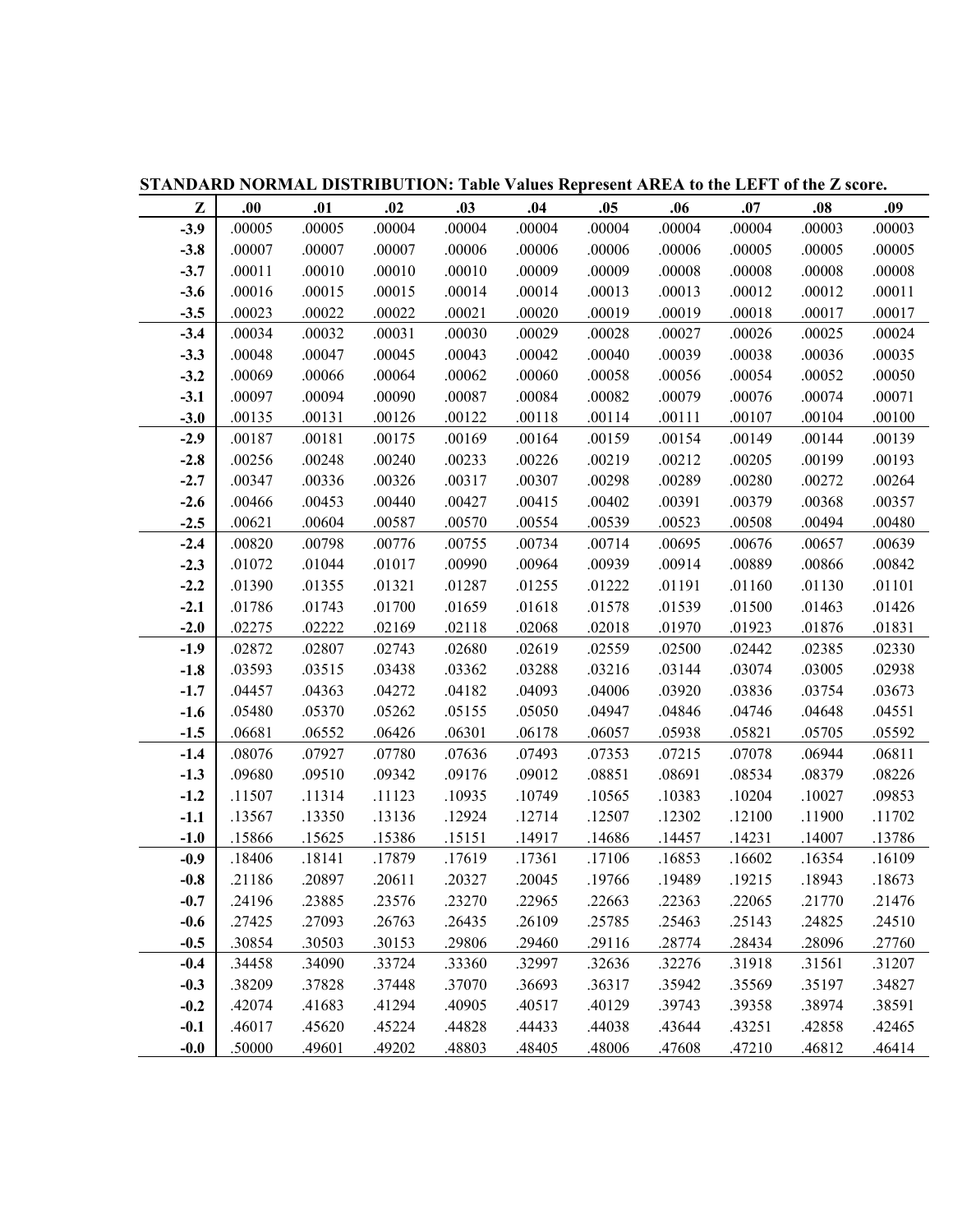**STANDARD NORMAL DISTRIBUTION: Table Values Represent AREA to the LEFT of the Z score.**

| Z | .00 | .01 | .02 | .03 | .04 | .05 | .06 | .07 | .08 | .09 |
|---|---|---|---|---|---|---|---|---|---|---|
| **-3.9** | .00005 | .00005 | .00004 | .00004 | .00004 | .00004 | .00004 | .00004 | .00003 | .00003 |
| **-3.8** | .00007 | .00007 | .00007 | .00006 | .00006 | .00006 | .00006 | .00005 | .00005 | .00005 |
| **-3.7** | .00011 | .00010 | .00010 | .00010 | .00009 | .00009 | .00008 | .00008 | .00008 | .00008 |
| **-3.6** | .00016 | .00015 | .00015 | .00014 | .00014 | .00013 | .00013 | .00012 | .00012 | .00011 |
| **-3.5** | .00023 | .00022 | .00022 | .00021 | .00020 | .00019 | .00019 | .00018 | .00017 | .00017 |
| **-3.4** | .00034 | .00032 | .00031 | .00030 | .00029 | .00028 | .00027 | .00026 | .00025 | .00024 |
| **-3.3** | .00048 | .00047 | .00045 | .00043 | .00042 | .00040 | .00039 | .00038 | .00036 | .00035 |
| **-3.2** | .00069 | .00066 | .00064 | .00062 | .00060 | .00058 | .00056 | .00054 | .00052 | .00050 |
| **-3.1** | .00097 | .00094 | .00090 | .00087 | .00084 | .00082 | .00079 | .00076 | .00074 | .00071 |
| **-3.0** | .00135 | .00131 | .00126 | .00122 | .00118 | .00114 | .00111 | .00107 | .00104 | .00100 |
| **-2.9** | .00187 | .00181 | .00175 | .00169 | .00164 | .00159 | .00154 | .00149 | .00144 | .00139 |
| **-2.8** | .00256 | .00248 | .00240 | .00233 | .00226 | .00219 | .00212 | .00205 | .00199 | .00193 |
| **-2.7** | .00347 | .00336 | .00326 | .00317 | .00307 | .00298 | .00289 | .00280 | .00272 | .00264 |
| **-2.6** | .00466 | .00453 | .00440 | .00427 | .00415 | .00402 | .00391 | .00379 | .00368 | .00357 |
| **-2.5** | .00621 | .00604 | .00587 | .00570 | .00554 | .00539 | .00523 | .00508 | .00494 | .00480 |
| **-2.4** | .00820 | .00798 | .00776 | .00755 | .00734 | .00714 | .00695 | .00676 | .00657 | .00639 |
| **-2.3** | .01072 | .01044 | .01017 | .00990 | .00964 | .00939 | .00914 | .00889 | .00866 | .00842 |
| **-2.2** | .01390 | .01355 | .01321 | .01287 | .01255 | .01222 | .01191 | .01160 | .01130 | .01101 |
| **-2.1** | .01786 | .01743 | .01700 | .01659 | .01618 | .01578 | .01539 | .01500 | .01463 | .01426 |
| **-2.0** | .02275 | .02222 | .02169 | .02118 | .02068 | .02018 | .01970 | .01923 | .01876 | .01831 |
| **-1.9** | .02872 | .02807 | .02743 | .02680 | .02619 | .02559 | .02500 | .02442 | .02385 | .02330 |
| **-1.8** | .03593 | .03515 | .03438 | .03362 | .03288 | .03216 | .03144 | .03074 | .03005 | .02938 |
| **-1.7** | .04457 | .04363 | .04272 | .04182 | .04093 | .04006 | .03920 | .03836 | .03754 | .03673 |
| **-1.6** | .05480 | .05370 | .05262 | .05155 | .05050 | .04947 | .04846 | .04746 | .04648 | .04551 |
| **-1.5** | .06681 | .06552 | .06426 | .06301 | .06178 | .06057 | .05938 | .05821 | .05705 | .05592 |
| **-1.4** | .08076 | .07927 | .07780 | .07636 | .07493 | .07353 | .07215 | .07078 | .06944 | .06811 |
| **-1.3** | .09680 | .09510 | .09342 | .09176 | .09012 | .08851 | .08691 | .08534 | .08379 | .08226 |
| **-1.2** | .11507 | .11314 | .11123 | .10935 | .10749 | .10565 | .10383 | .10204 | .10027 | .09853 |
| **-1.1** | .13567 | .13350 | .13136 | .12924 | .12714 | .12507 | .12302 | .12100 | .11900 | .11702 |
| **-1.0** | .15866 | .15625 | .15386 | .15151 | .14917 | .14686 | .14457 | .14231 | .14007 | .13786 |
| **-0.9** | .18406 | .18141 | .17879 | .17619 | .17361 | .17106 | .16853 | .16602 | .16354 | .16109 |
| **-0.8** | .21186 | .20897 | .20611 | .20327 | .20045 | .19766 | .19489 | .19215 | .18943 | .18673 |
| **-0.7** | .24196 | .23885 | .23576 | .23270 | .22965 | .22663 | .22363 | .22065 | .21770 | .21476 |
| **-0.6** | .27425 | .27093 | .26763 | .26435 | .26109 | .25785 | .25463 | .25143 | .24825 | .24510 |
| **-0.5** | .30854 | .30503 | .30153 | .29806 | .29460 | .29116 | .28774 | .28434 | .28096 | .27760 |
| **-0.4** | .34458 | .34090 | .33724 | .33360 | .32997 | .32636 | .32276 | .31918 | .31561 | .31207 |
| **-0.3** | .38209 | .37828 | .37448 | .37070 | .36693 | .36317 | .35942 | .35569 | .35197 | .34827 |
| **-0.2** | .42074 | .41683 | .41294 | .40905 | .40517 | .40129 | .39743 | .39358 | .38974 | .38591 |
| **-0.1** | .46017 | .45620 | .45224 | .44828 | .44433 | .44038 | .43644 | .43251 | .42858 | .42465 |
| **-0.0** | .50000 | .49601 | .49202 | .48803 | .48405 | .48006 | .47608 | .47210 | .46812 | .46414 |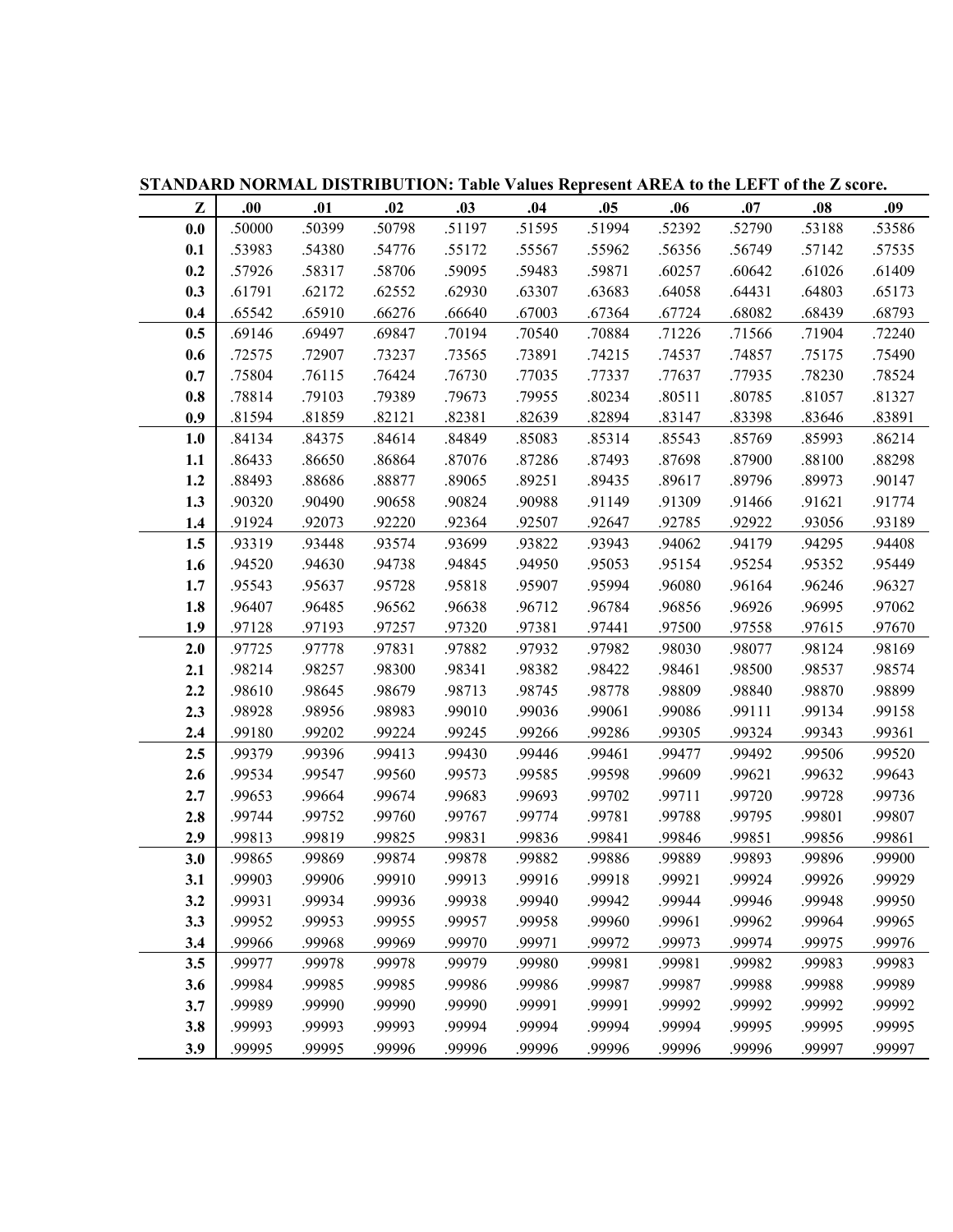**STANDARD NORMAL DISTRIBUTION: Table Values Represent AREA to the LEFT of the Z score.**

| Z | .00 | .01 | .02 | .03 | .04 | .05 | .06 | .07 | .08 | .09 |
|---|---|---|---|---|---|---|---|---|---|---|
| **0.0** | .50000 | .50399 | .50798 | .51197 | .51595 | .51994 | .52392 | .52790 | .53188 | .53586 |
| **0.1** | .53983 | .54380 | .54776 | .55172 | .55567 | .55962 | .56356 | .56749 | .57142 | .57535 |
| **0.2** | .57926 | .58317 | .58706 | .59095 | .59483 | .59871 | .60257 | .60642 | .61026 | .61409 |
| **0.3** | .61791 | .62172 | .62552 | .62930 | .63307 | .63683 | .64058 | .64431 | .64803 | .65173 |
| **0.4** | .65542 | .65910 | .66276 | .66640 | .67003 | .67364 | .67724 | .68082 | .68439 | .68793 |
| **0.5** | .69146 | .69497 | .69847 | .70194 | .70540 | .70884 | .71226 | .71566 | .71904 | .72240 |
| **0.6** | .72575 | .72907 | .73237 | .73565 | .73891 | .74215 | .74537 | .74857 | .75175 | .75490 |
| **0.7** | .75804 | .76115 | .76424 | .76730 | .77035 | .77337 | .77637 | .77935 | .78230 | .78524 |
| **0.8** | .78814 | .79103 | .79389 | .79673 | .79955 | .80234 | .80511 | .80785 | .81057 | .81327 |
| **0.9** | .81594 | .81859 | .82121 | .82381 | .82639 | .82894 | .83147 | .83398 | .83646 | .83891 |
| **1.0** | .84134 | .84375 | .84614 | .84849 | .85083 | .85314 | .85543 | .85769 | .85993 | .86214 |
| **1.1** | .86433 | .86650 | .86864 | .87076 | .87286 | .87493 | .87698 | .87900 | .88100 | .88298 |
| **1.2** | .88493 | .88686 | .88877 | .89065 | .89251 | .89435 | .89617 | .89796 | .89973 | .90147 |
| **1.3** | .90320 | .90490 | .90658 | .90824 | .90988 | .91149 | .91309 | .91466 | .91621 | .91774 |
| **1.4** | .91924 | .92073 | .92220 | .92364 | .92507 | .92647 | .92785 | .92922 | .93056 | .93189 |
| **1.5** | .93319 | .93448 | .93574 | .93699 | .93822 | .93943 | .94062 | .94179 | .94295 | .94408 |
| **1.6** | .94520 | .94630 | .94738 | .94845 | .94950 | .95053 | .95154 | .95254 | .95352 | .95449 |
| **1.7** | .95543 | .95637 | .95728 | .95818 | .95907 | .95994 | .96080 | .96164 | .96246 | .96327 |
| **1.8** | .96407 | .96485 | .96562 | .96638 | .96712 | .96784 | .96856 | .96926 | .96995 | .97062 |
| **1.9** | .97128 | .97193 | .97257 | .97320 | .97381 | .97441 | .97500 | .97558 | .97615 | .97670 |
| **2.0** | .97725 | .97778 | .97831 | .97882 | .97932 | .97982 | .98030 | .98077 | .98124 | .98169 |
| **2.1** | .98214 | .98257 | .98300 | .98341 | .98382 | .98422 | .98461 | .98500 | .98537 | .98574 |
| **2.2** | .98610 | .98645 | .98679 | .98713 | .98745 | .98778 | .98809 | .98840 | .98870 | .98899 |
| **2.3** | .98928 | .98956 | .98983 | .99010 | .99036 | .99061 | .99086 | .99111 | .99134 | .99158 |
| **2.4** | .99180 | .99202 | .99224 | .99245 | .99266 | .99286 | .99305 | .99324 | .99343 | .99361 |
| **2.5** | .99379 | .99396 | .99413 | .99430 | .99446 | .99461 | .99477 | .99492 | .99506 | .99520 |
| **2.6** | .99534 | .99547 | .99560 | .99573 | .99585 | .99598 | .99609 | .99621 | .99632 | .99643 |
| **2.7** | .99653 | .99664 | .99674 | .99683 | .99693 | .99702 | .99711 | .99720 | .99728 | .99736 |
| **2.8** | .99744 | .99752 | .99760 | .99767 | .99774 | .99781 | .99788 | .99795 | .99801 | .99807 |
| **2.9** | .99813 | .99819 | .99825 | .99831 | .99836 | .99841 | .99846 | .99851 | .99856 | .99861 |
| **3.0** | .99865 | .99869 | .99874 | .99878 | .99882 | .99886 | .99889 | .99893 | .99896 | .99900 |
| **3.1** | .99903 | .99906 | .99910 | .99913 | .99916 | .99918 | .99921 | .99924 | .99926 | .99929 |
| **3.2** | .99931 | .99934 | .99936 | .99938 | .99940 | .99942 | .99944 | .99946 | .99948 | .99950 |
| **3.3** | .99952 | .99953 | .99955 | .99957 | .99958 | .99960 | .99961 | .99962 | .99964 | .99965 |
| **3.4** | .99966 | .99968 | .99969 | .99970 | .99971 | .99972 | .99973 | .99974 | .99975 | .99976 |
| **3.5** | .99977 | .99978 | .99978 | .99979 | .99980 | .99981 | .99981 | .99982 | .99983 | .99983 |
| **3.6** | .99984 | .99985 | .99985 | .99986 | .99986 | .99987 | .99987 | .99988 | .99988 | .99989 |
| **3.7** | .99989 | .99990 | .99990 | .99990 | .99991 | .99991 | .99992 | .99992 | .99992 | .99992 |
| **3.8** | .99993 | .99993 | .99993 | .99994 | .99994 | .99994 | .99994 | .99995 | .99995 | .99995 |
| **3.9** | .99995 | .99995 | .99996 | .99996 | .99996 | .99996 | .99996 | .99996 | .99997 | .99997 |